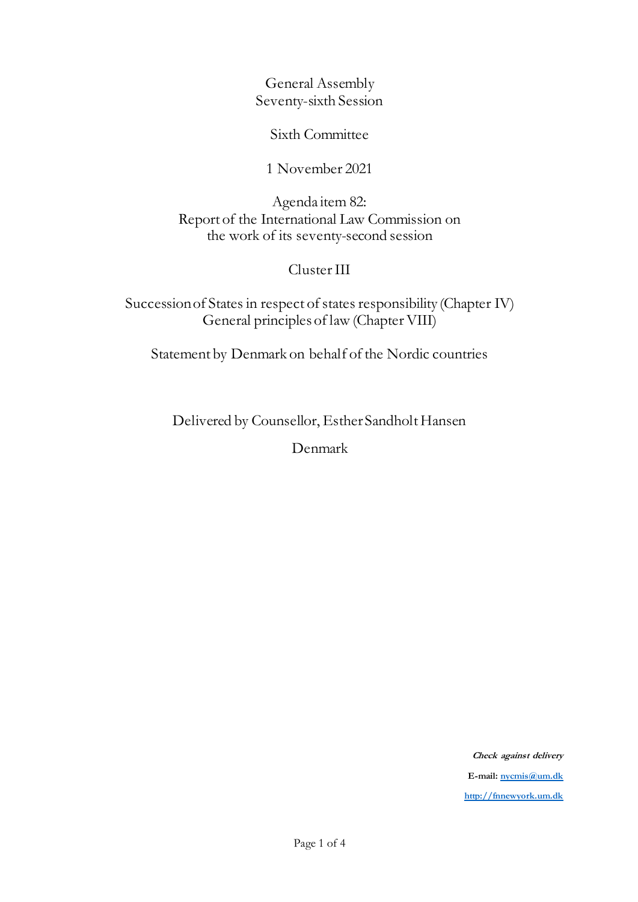General Assembly
Seventy-sixth Session

Sixth Committee

1 November 2021

Agenda item 82:
Report of the International Law Commission on the work of its seventy-second session

Cluster III

Succession of States in respect of states responsibility (Chapter IV)
General principles of law (Chapter VIII)

Statement by Denmark on behalf of the Nordic countries

Delivered by Counsellor, Esther Sandholt Hansen

Denmark

***Check against delivery***

**E-mail:** nycmis@um.dk

http://fnnewyork.um.dk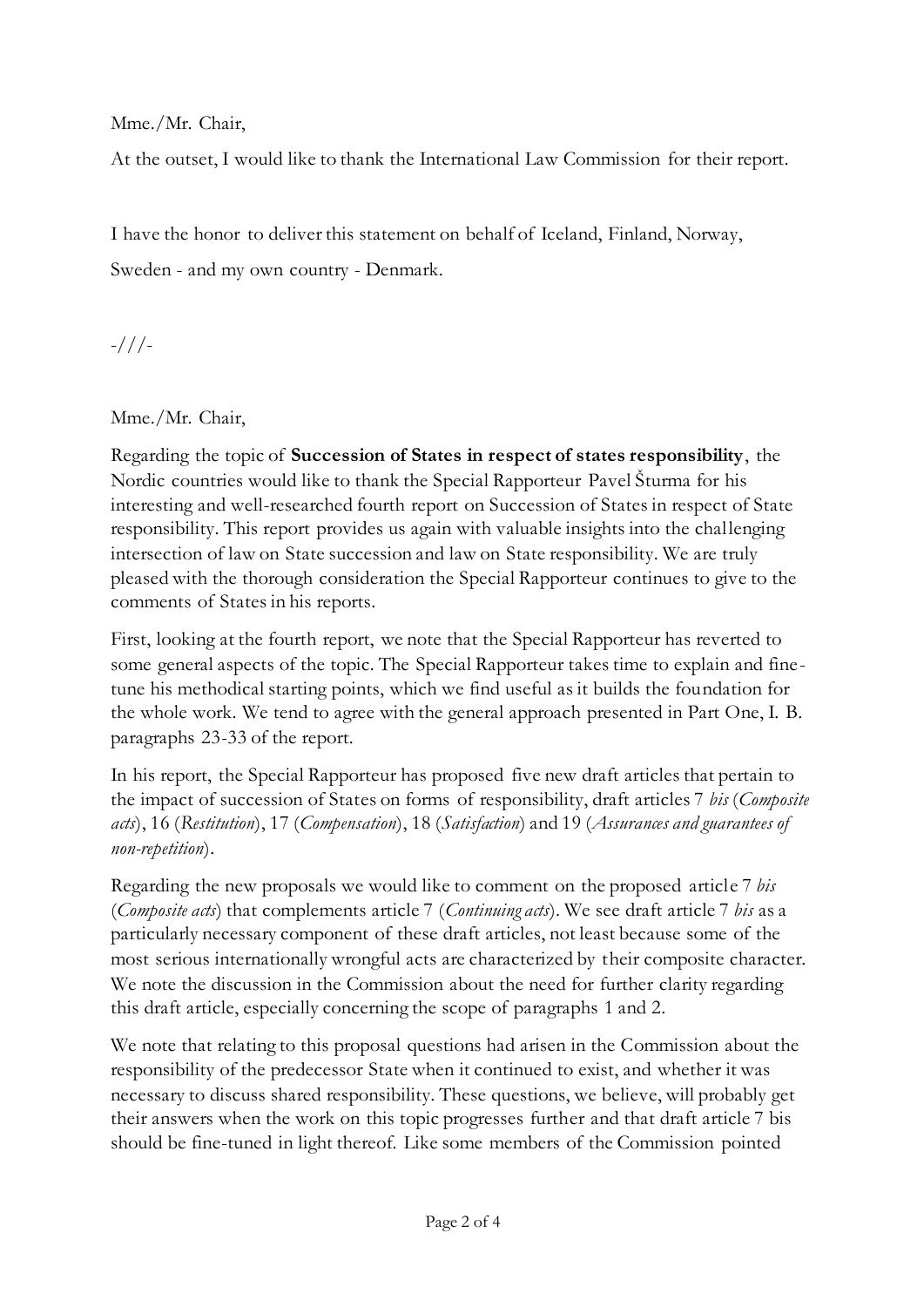Mme./Mr. Chair,

At the outset, I would like to thank the International Law Commission for their report.

I have the honor to deliver this statement on behalf of Iceland, Finland, Norway, Sweden - and my own country - Denmark.

-///-

Mme./Mr. Chair,

Regarding the topic of **Succession of States in respect of states responsibility**, the Nordic countries would like to thank the Special Rapporteur Pavel Šturma for his interesting and well-researched fourth report on Succession of States in respect of State responsibility. This report provides us again with valuable insights into the challenging intersection of law on State succession and law on State responsibility. We are truly pleased with the thorough consideration the Special Rapporteur continues to give to the comments of States in his reports.

First, looking at the fourth report, we note that the Special Rapporteur has reverted to some general aspects of the topic. The Special Rapporteur takes time to explain and fine-tune his methodical starting points, which we find useful as it builds the foundation for the whole work. We tend to agree with the general approach presented in Part One, I. B. paragraphs 23-33 of the report.

In his report, the Special Rapporteur has proposed five new draft articles that pertain to the impact of succession of States on forms of responsibility, draft articles 7 *bis* (*Composite acts*), 16 (*Restitution*), 17 (*Compensation*), 18 (*Satisfaction*) and 19 (*Assurances and guarantees of non-repetition*).

Regarding the new proposals we would like to comment on the proposed article 7 *bis* (*Composite acts*) that complements article 7 (*Continuing acts*). We see draft article 7 *bis* as a particularly necessary component of these draft articles, not least because some of the most serious internationally wrongful acts are characterized by their composite character. We note the discussion in the Commission about the need for further clarity regarding this draft article, especially concerning the scope of paragraphs 1 and 2.

We note that relating to this proposal questions had arisen in the Commission about the responsibility of the predecessor State when it continued to exist, and whether it was necessary to discuss shared responsibility. These questions, we believe, will probably get their answers when the work on this topic progresses further and that draft article 7 bis should be fine-tuned in light thereof. Like some members of the Commission pointed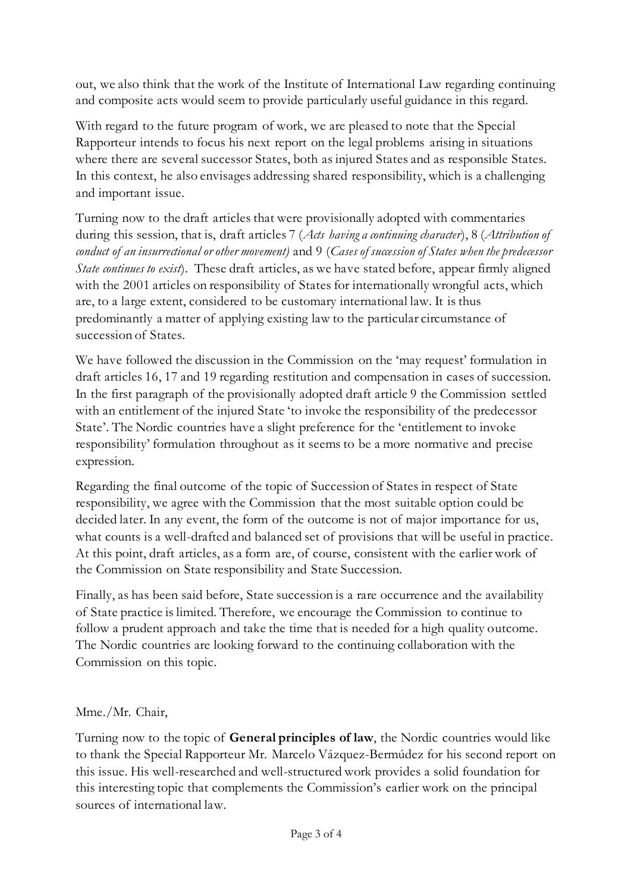out, we also think that the work of the Institute of International Law regarding continuing and composite acts would seem to provide particularly useful guidance in this regard.

With regard to the future program of work, we are pleased to note that the Special Rapporteur intends to focus his next report on the legal problems arising in situations where there are several successor States, both as injured States and as responsible States. In this context, he also envisages addressing shared responsibility, which is a challenging and important issue.

Turning now to the draft articles that were provisionally adopted with commentaries during this session, that is, draft articles 7 (*Acts having a continuing character*), 8 (*Attribution of conduct of an insurrectional or other movement)* and 9 (*Cases of succession of States when the predecessor State continues to exist*). These draft articles, as we have stated before, appear firmly aligned with the 2001 articles on responsibility of States for internationally wrongful acts, which are, to a large extent, considered to be customary international law. It is thus predominantly a matter of applying existing law to the particular circumstance of succession of States.

We have followed the discussion in the Commission on the 'may request' formulation in draft articles 16, 17 and 19 regarding restitution and compensation in cases of succession. In the first paragraph of the provisionally adopted draft article 9 the Commission settled with an entitlement of the injured State 'to invoke the responsibility of the predecessor State'. The Nordic countries have a slight preference for the 'entitlement to invoke responsibility' formulation throughout as it seems to be a more normative and precise expression.

Regarding the final outcome of the topic of Succession of States in respect of State responsibility, we agree with the Commission that the most suitable option could be decided later. In any event, the form of the outcome is not of major importance for us, what counts is a well-drafted and balanced set of provisions that will be useful in practice. At this point, draft articles, as a form are, of course, consistent with the earlier work of the Commission on State responsibility and State Succession.

Finally, as has been said before, State succession is a rare occurrence and the availability of State practice is limited. Therefore, we encourage the Commission to continue to follow a prudent approach and take the time that is needed for a high quality outcome. The Nordic countries are looking forward to the continuing collaboration with the Commission on this topic.

Mme./Mr. Chair,

Turning now to the topic of **General principles of law**, the Nordic countries would like to thank the Special Rapporteur Mr. Marcelo Vázquez-Bermúdez for his second report on this issue. His well-researched and well-structured work provides a solid foundation for this interesting topic that complements the Commission's earlier work on the principal sources of international law.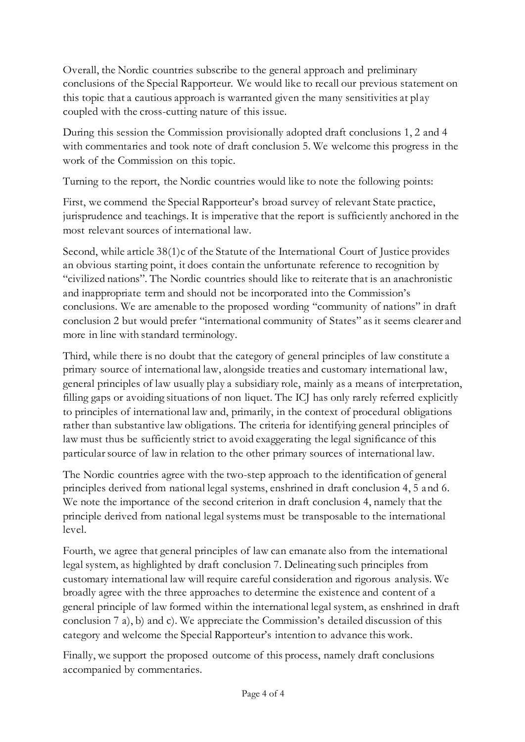Overall, the Nordic countries subscribe to the general approach and preliminary conclusions of the Special Rapporteur. We would like to recall our previous statement on this topic that a cautious approach is warranted given the many sensitivities at play coupled with the cross-cutting nature of this issue.

During this session the Commission provisionally adopted draft conclusions 1, 2 and 4 with commentaries and took note of draft conclusion 5. We welcome this progress in the work of the Commission on this topic.

Turning to the report, the Nordic countries would like to note the following points:

First, we commend the Special Rapporteur's broad survey of relevant State practice, jurisprudence and teachings. It is imperative that the report is sufficiently anchored in the most relevant sources of international law.

Second, while article 38(1)c of the Statute of the International Court of Justice provides an obvious starting point, it does contain the unfortunate reference to recognition by "civilized nations". The Nordic countries should like to reiterate that is an anachronistic and inappropriate term and should not be incorporated into the Commission's conclusions. We are amenable to the proposed wording "community of nations" in draft conclusion 2 but would prefer "international community of States" as it seems clearer and more in line with standard terminology.

Third, while there is no doubt that the category of general principles of law constitute a primary source of international law, alongside treaties and customary international law, general principles of law usually play a subsidiary role, mainly as a means of interpretation, filling gaps or avoiding situations of non liquet. The ICJ has only rarely referred explicitly to principles of international law and, primarily, in the context of procedural obligations rather than substantive law obligations. The criteria for identifying general principles of law must thus be sufficiently strict to avoid exaggerating the legal significance of this particular source of law in relation to the other primary sources of international law.

The Nordic countries agree with the two-step approach to the identification of general principles derived from national legal systems, enshrined in draft conclusion 4, 5 and 6. We note the importance of the second criterion in draft conclusion 4, namely that the principle derived from national legal systems must be transposable to the international level.

Fourth, we agree that general principles of law can emanate also from the international legal system, as highlighted by draft conclusion 7. Delineating such principles from customary international law will require careful consideration and rigorous analysis. We broadly agree with the three approaches to determine the existence and content of a general principle of law formed within the international legal system, as enshrined in draft conclusion 7 a), b) and c). We appreciate the Commission's detailed discussion of this category and welcome the Special Rapporteur's intention to advance this work.

Finally, we support the proposed outcome of this process, namely draft conclusions accompanied by commentaries.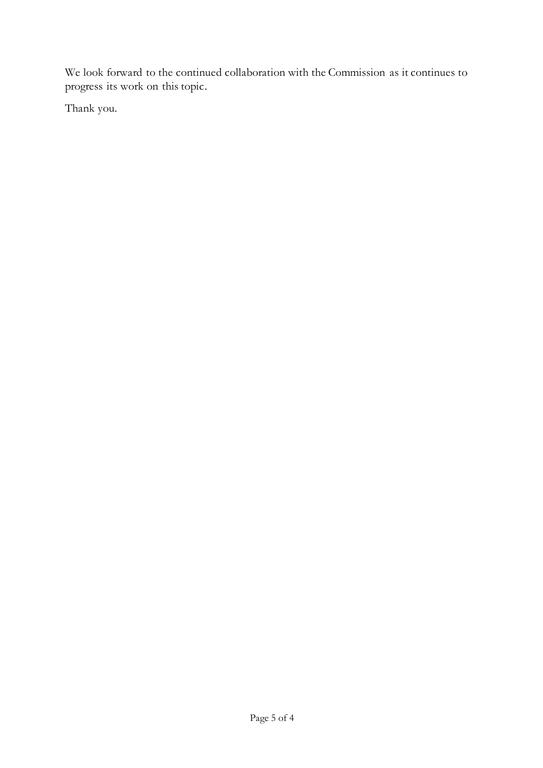We look forward to the continued collaboration with the Commission as it continues to progress its work on this topic.

Thank you.